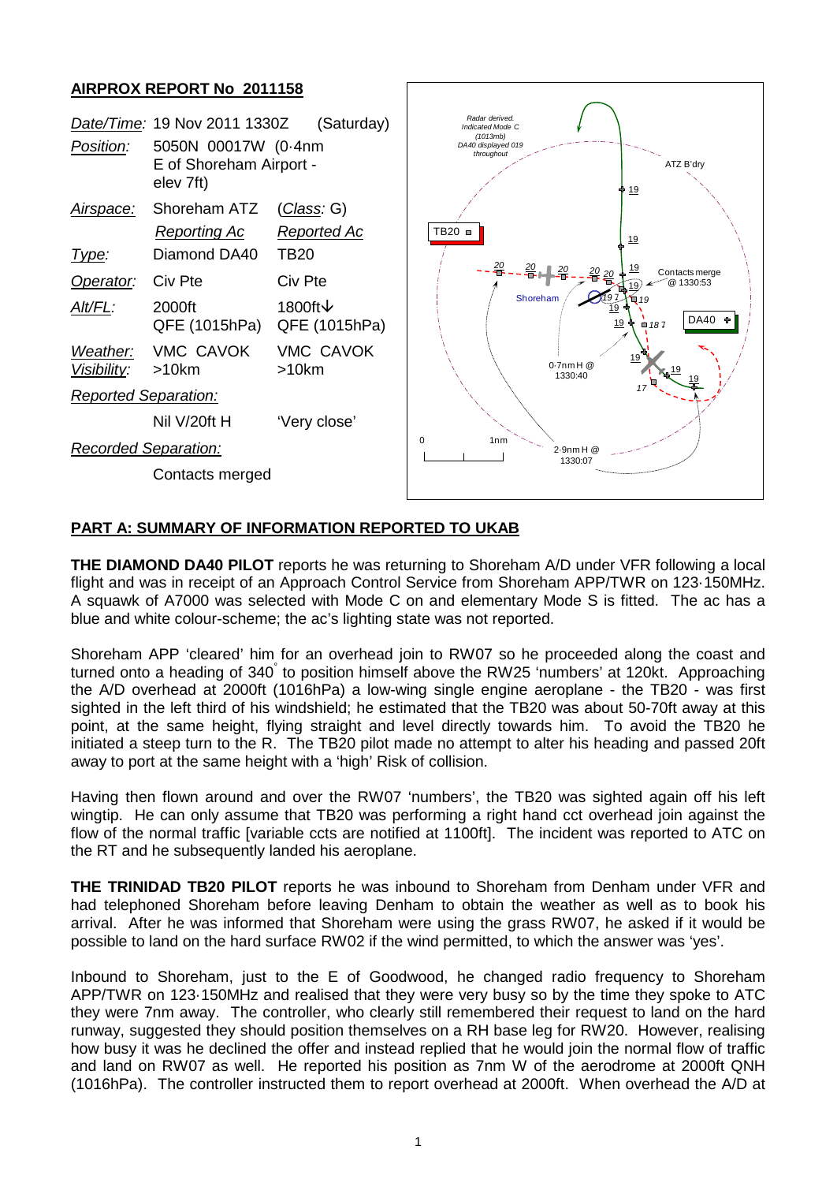## AIRPROX REPORT No 2011158

| | | |
|---|---|---|
| *Date/Time:* | 19 Nov 2011 1330Z | (Saturday) |
| *Position:* | 5050N 00017W (0·4nm E of Shoreham Airport - elev 7ft) | |
| *Airspace:* | Shoreham ATZ | (*Class:* G) |
| | *Reporting Ac* | *Reported Ac* |
| *Type:* | Diamond DA40 | TB20 |
| *Operator:* | Civ Pte | Civ Pte |
| *Alt/FL:* | 2000ft QFE (1015hPa) | 1800ft↓ QFE (1015hPa) |
| *Weather:* | VMC CAVOK | VMC CAVOK |
| *Visibility:* | >10km | >10km |
| *Reported Separation:* | | |
| | Nil V/20ft H | 'Very close' |
| *Recorded Separation:* | | |
| | Contacts merged | |

Radar derived. Indicated Mode C (1013mb) DA40 displayed 019 throughout

ATZ B'dry

TB20

DA40

Shoreham

Contacts merge @ 1330:53

0·7nm H @ 1330:40

2·9nm H @ 1330:07

0 1nm

## PART A: SUMMARY OF INFORMATION REPORTED TO UKAB

**THE DIAMOND DA40 PILOT** reports he was returning to Shoreham A/D under VFR following a local flight and was in receipt of an Approach Control Service from Shoreham APP/TWR on 123·150MHz. A squawk of A7000 was selected with Mode C on and elementary Mode S is fitted. The ac has a blue and white colour-scheme; the ac's lighting state was not reported.

Shoreham APP 'cleared' him for an overhead join to RW07 so he proceeded along the coast and turned onto a heading of 340° to position himself above the RW25 'numbers' at 120kt. Approaching the A/D overhead at 2000ft (1016hPa) a low-wing single engine aeroplane - the TB20 - was first sighted in the left third of his windshield; he estimated that the TB20 was about 50-70ft away at this point, at the same height, flying straight and level directly towards him. To avoid the TB20 he initiated a steep turn to the R. The TB20 pilot made no attempt to alter his heading and passed 20ft away to port at the same height with a 'high' Risk of collision.

Having then flown around and over the RW07 'numbers', the TB20 was sighted again off his left wingtip. He can only assume that TB20 was performing a right hand cct overhead join against the flow of the normal traffic [variable ccts are notified at 1100ft]. The incident was reported to ATC on the RT and he subsequently landed his aeroplane.

**THE TRINIDAD TB20 PILOT** reports he was inbound to Shoreham from Denham under VFR and had telephoned Shoreham before leaving Denham to obtain the weather as well as to book his arrival. After he was informed that Shoreham were using the grass RW07, he asked if it would be possible to land on the hard surface RW02 if the wind permitted, to which the answer was 'yes'.

Inbound to Shoreham, just to the E of Goodwood, he changed radio frequency to Shoreham APP/TWR on 123·150MHz and realised that they were very busy so by the time they spoke to ATC they were 7nm away. The controller, who clearly still remembered their request to land on the hard runway, suggested they should position themselves on a RH base leg for RW20. However, realising how busy it was he declined the offer and instead replied that he would join the normal flow of traffic and land on RW07 as well. He reported his position as 7nm W of the aerodrome at 2000ft QNH (1016hPa). The controller instructed them to report overhead at 2000ft. When overhead the A/D at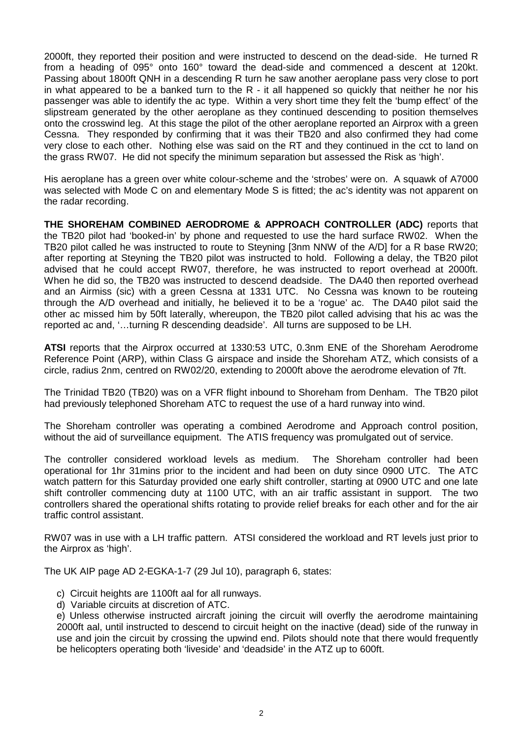2000ft, they reported their position and were instructed to descend on the dead-side. He turned R from a heading of 095° onto 160° toward the dead-side and commenced a descent at 120kt. Passing about 1800ft QNH in a descending R turn he saw another aeroplane pass very close to port in what appeared to be a banked turn to the R - it all happened so quickly that neither he nor his passenger was able to identify the ac type. Within a very short time they felt the 'bump effect' of the slipstream generated by the other aeroplane as they continued descending to position themselves onto the crosswind leg. At this stage the pilot of the other aeroplane reported an Airprox with a green Cessna. They responded by confirming that it was their TB20 and also confirmed they had come very close to each other. Nothing else was said on the RT and they continued in the cct to land on the grass RW07. He did not specify the minimum separation but assessed the Risk as 'high'.

His aeroplane has a green over white colour-scheme and the 'strobes' were on. A squawk of A7000 was selected with Mode C on and elementary Mode S is fitted; the ac's identity was not apparent on the radar recording.

**THE SHOREHAM COMBINED AERODROME & APPROACH CONTROLLER (ADC)** reports that the TB20 pilot had 'booked-in' by phone and requested to use the hard surface RW02. When the TB20 pilot called he was instructed to route to Steyning [3nm NNW of the A/D] for a R base RW20; after reporting at Steyning the TB20 pilot was instructed to hold. Following a delay, the TB20 pilot advised that he could accept RW07, therefore, he was instructed to report overhead at 2000ft. When he did so, the TB20 was instructed to descend deadside. The DA40 then reported overhead and an Airmiss (sic) with a green Cessna at 1331 UTC. No Cessna was known to be routeing through the A/D overhead and initially, he believed it to be a 'rogue' ac. The DA40 pilot said the other ac missed him by 50ft laterally, whereupon, the TB20 pilot called advising that his ac was the reported ac and, '…turning R descending deadside'. All turns are supposed to be LH.

**ATSI** reports that the Airprox occurred at 1330:53 UTC, 0.3nm ENE of the Shoreham Aerodrome Reference Point (ARP), within Class G airspace and inside the Shoreham ATZ, which consists of a circle, radius 2nm, centred on RW02/20, extending to 2000ft above the aerodrome elevation of 7ft.

The Trinidad TB20 (TB20) was on a VFR flight inbound to Shoreham from Denham. The TB20 pilot had previously telephoned Shoreham ATC to request the use of a hard runway into wind.

The Shoreham controller was operating a combined Aerodrome and Approach control position, without the aid of surveillance equipment. The ATIS frequency was promulgated out of service.

The controller considered workload levels as medium. The Shoreham controller had been operational for 1hr 31mins prior to the incident and had been on duty since 0900 UTC. The ATC watch pattern for this Saturday provided one early shift controller, starting at 0900 UTC and one late shift controller commencing duty at 1100 UTC, with an air traffic assistant in support. The two controllers shared the operational shifts rotating to provide relief breaks for each other and for the air traffic control assistant.

RW07 was in use with a LH traffic pattern. ATSI considered the workload and RT levels just prior to the Airprox as 'high'.

The UK AIP page AD 2-EGKA-1-7 (29 Jul 10), paragraph 6, states:

c) Circuit heights are 1100ft aal for all runways.
d) Variable circuits at discretion of ATC.
e) Unless otherwise instructed aircraft joining the circuit will overfly the aerodrome maintaining 2000ft aal, until instructed to descend to circuit height on the inactive (dead) side of the runway in use and join the circuit by crossing the upwind end. Pilots should note that there would frequently be helicopters operating both 'liveside' and 'deadside' in the ATZ up to 600ft.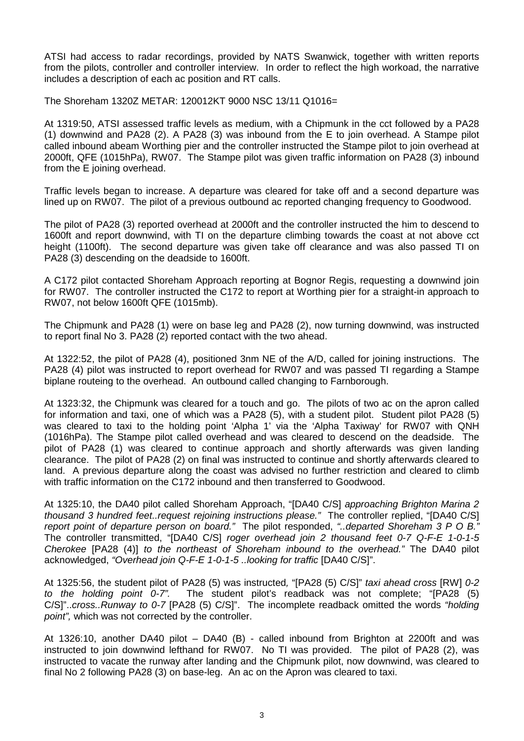ATSI had access to radar recordings, provided by NATS Swanwick, together with written reports from the pilots, controller and controller interview. In order to reflect the high workoad, the narrative includes a description of each ac position and RT calls.

The Shoreham 1320Z METAR: 120012KT 9000 NSC 13/11 Q1016=

At 1319:50, ATSI assessed traffic levels as medium, with a Chipmunk in the cct followed by a PA28 (1) downwind and PA28 (2). A PA28 (3) was inbound from the E to join overhead. A Stampe pilot called inbound abeam Worthing pier and the controller instructed the Stampe pilot to join overhead at 2000ft, QFE (1015hPa), RW07. The Stampe pilot was given traffic information on PA28 (3) inbound from the E joining overhead.

Traffic levels began to increase. A departure was cleared for take off and a second departure was lined up on RW07. The pilot of a previous outbound ac reported changing frequency to Goodwood.

The pilot of PA28 (3) reported overhead at 2000ft and the controller instructed the him to descend to 1600ft and report downwind, with TI on the departure climbing towards the coast at not above cct height (1100ft). The second departure was given take off clearance and was also passed TI on PA28 (3) descending on the deadside to 1600ft.

A C172 pilot contacted Shoreham Approach reporting at Bognor Regis, requesting a downwind join for RW07. The controller instructed the C172 to report at Worthing pier for a straight-in approach to RW07, not below 1600ft QFE (1015mb).

The Chipmunk and PA28 (1) were on base leg and PA28 (2), now turning downwind, was instructed to report final No 3. PA28 (2) reported contact with the two ahead.

At 1322:52, the pilot of PA28 (4), positioned 3nm NE of the A/D, called for joining instructions. The PA28 (4) pilot was instructed to report overhead for RW07 and was passed TI regarding a Stampe biplane routeing to the overhead. An outbound called changing to Farnborough.

At 1323:32, the Chipmunk was cleared for a touch and go. The pilots of two ac on the apron called for information and taxi, one of which was a PA28 (5), with a student pilot. Student pilot PA28 (5) was cleared to taxi to the holding point 'Alpha 1' via the 'Alpha Taxiway' for RW07 with QNH (1016hPa). The Stampe pilot called overhead and was cleared to descend on the deadside. The pilot of PA28 (1) was cleared to continue approach and shortly afterwards was given landing clearance. The pilot of PA28 (2) on final was instructed to continue and shortly afterwards cleared to land. A previous departure along the coast was advised no further restriction and cleared to climb with traffic information on the C172 inbound and then transferred to Goodwood.

At 1325:10, the DA40 pilot called Shoreham Approach, "[DA40 C/S] *approaching Brighton Marina 2 thousand 3 hundred feet..request rejoining instructions please."* The controller replied, "[DA40 C/S] *report point of departure person on board."* The pilot responded, *"..departed Shoreham 3 P O B."* The controller transmitted, "[DA40 C/S] *roger overhead join 2 thousand feet 0-7 Q-F-E 1-0-1-5 Cherokee* [PA28 (4)] *to the northeast of Shoreham inbound to the overhead."* The DA40 pilot acknowledged, *"Overhead join Q-F-E 1-0-1-5 ..looking for traffic* [DA40 C/S]".

At 1325:56, the student pilot of PA28 (5) was instructed, "[PA28 (5) C/S]" *taxi ahead cross* [RW] *0-2 to the holding point 0-7".* The student pilot's readback was not complete; "[PA28 (5) C/S]"..*cross..Runway to 0-7* [PA28 (5) C/S]". The incomplete readback omitted the words *"holding point",* which was not corrected by the controller.

At 1326:10, another DA40 pilot – DA40 (B) - called inbound from Brighton at 2200ft and was instructed to join downwind lefthand for RW07. No TI was provided. The pilot of PA28 (2), was instructed to vacate the runway after landing and the Chipmunk pilot, now downwind, was cleared to final No 2 following PA28 (3) on base-leg. An ac on the Apron was cleared to taxi.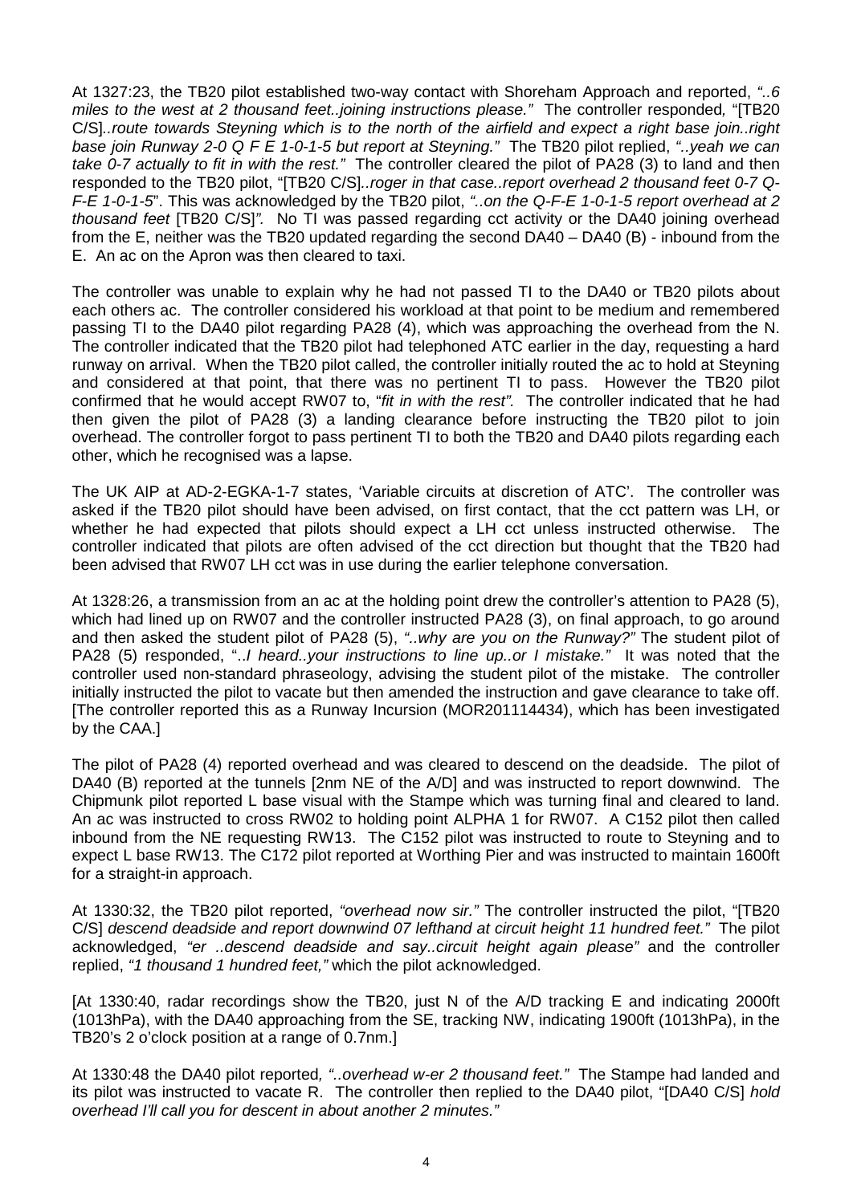At 1327:23, the TB20 pilot established two-way contact with Shoreham Approach and reported, *"..6 miles to the west at 2 thousand feet..joining instructions please."* The controller responded, "[TB20 C/S]..*route towards Steyning which is to the north of the airfield and expect a right base join..right base join Runway 2-0 Q F E 1-0-1-5 but report at Steyning."* The TB20 pilot replied, *"..yeah we can take 0-7 actually to fit in with the rest."* The controller cleared the pilot of PA28 (3) to land and then responded to the TB20 pilot, "[TB20 C/S]..*roger in that case..report overhead 2 thousand feet 0-7 Q-F-E 1-0-1-5*". This was acknowledged by the TB20 pilot, *"..on the Q-F-E 1-0-1-5 report overhead at 2 thousand feet* [TB20 C/S]*".* No TI was passed regarding cct activity or the DA40 joining overhead from the E, neither was the TB20 updated regarding the second DA40 – DA40 (B) - inbound from the E. An ac on the Apron was then cleared to taxi.

The controller was unable to explain why he had not passed TI to the DA40 or TB20 pilots about each others ac. The controller considered his workload at that point to be medium and remembered passing TI to the DA40 pilot regarding PA28 (4), which was approaching the overhead from the N. The controller indicated that the TB20 pilot had telephoned ATC earlier in the day, requesting a hard runway on arrival. When the TB20 pilot called, the controller initially routed the ac to hold at Steyning and considered at that point, that there was no pertinent TI to pass. However the TB20 pilot confirmed that he would accept RW07 to, "*fit in with the rest".* The controller indicated that he had then given the pilot of PA28 (3) a landing clearance before instructing the TB20 pilot to join overhead. The controller forgot to pass pertinent TI to both the TB20 and DA40 pilots regarding each other, which he recognised was a lapse.

The UK AIP at AD-2-EGKA-1-7 states, 'Variable circuits at discretion of ATC'. The controller was asked if the TB20 pilot should have been advised, on first contact, that the cct pattern was LH, or whether he had expected that pilots should expect a LH cct unless instructed otherwise. The controller indicated that pilots are often advised of the cct direction but thought that the TB20 had been advised that RW07 LH cct was in use during the earlier telephone conversation.

At 1328:26, a transmission from an ac at the holding point drew the controller's attention to PA28 (5), which had lined up on RW07 and the controller instructed PA28 (3), on final approach, to go around and then asked the student pilot of PA28 (5), *"..why are you on the Runway?"* The student pilot of PA28 (5) responded, "*..I heard..your instructions to line up..or I mistake."* It was noted that the controller used non-standard phraseology, advising the student pilot of the mistake. The controller initially instructed the pilot to vacate but then amended the instruction and gave clearance to take off. [The controller reported this as a Runway Incursion (MOR201114434), which has been investigated by the CAA.]

The pilot of PA28 (4) reported overhead and was cleared to descend on the deadside. The pilot of DA40 (B) reported at the tunnels [2nm NE of the A/D] and was instructed to report downwind. The Chipmunk pilot reported L base visual with the Stampe which was turning final and cleared to land. An ac was instructed to cross RW02 to holding point ALPHA 1 for RW07. A C152 pilot then called inbound from the NE requesting RW13. The C152 pilot was instructed to route to Steyning and to expect L base RW13. The C172 pilot reported at Worthing Pier and was instructed to maintain 1600ft for a straight-in approach.

At 1330:32, the TB20 pilot reported, *"overhead now sir."* The controller instructed the pilot, "[TB20 C/S] *descend deadside and report downwind 07 lefthand at circuit height 11 hundred feet."* The pilot acknowledged, *"er ..descend deadside and say..circuit height again please"* and the controller replied, *"1 thousand 1 hundred feet,"* which the pilot acknowledged.

[At 1330:40, radar recordings show the TB20, just N of the A/D tracking E and indicating 2000ft (1013hPa), with the DA40 approaching from the SE, tracking NW, indicating 1900ft (1013hPa), in the TB20's 2 o'clock position at a range of 0.7nm.]

At 1330:48 the DA40 pilot reported*, "..overhead w-er 2 thousand feet."* The Stampe had landed and its pilot was instructed to vacate R. The controller then replied to the DA40 pilot, "[DA40 C/S] *hold overhead I'll call you for descent in about another 2 minutes."*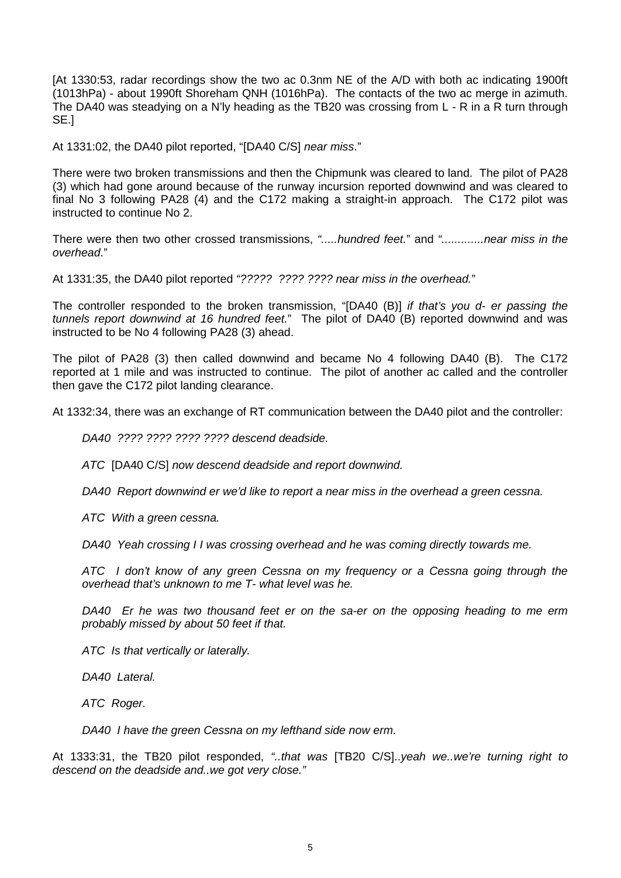[At 1330:53, radar recordings show the two ac 0.3nm NE of the A/D with both ac indicating 1900ft (1013hPa) - about 1990ft Shoreham QNH (1016hPa). The contacts of the two ac merge in azimuth. The DA40 was steadying on a N'ly heading as the TB20 was crossing from L - R in a R turn through SE.]

At 1331:02, the DA40 pilot reported, "[DA40 C/S] *near miss*."

There were two broken transmissions and then the Chipmunk was cleared to land. The pilot of PA28 (3) which had gone around because of the runway incursion reported downwind and was cleared to final No 3 following PA28 (4) and the C172 making a straight-in approach. The C172 pilot was instructed to continue No 2.

There were then two other crossed transmissions, *".....hundred feet.*" and *".............near miss in the overhead*."

At 1331:35, the DA40 pilot reported *"?????  ???? ???? near miss in the overhead.*"

The controller responded to the broken transmission, "[DA40 (B)] *if that's you d- er passing the tunnels report downwind at 16 hundred feet.*" The pilot of DA40 (B) reported downwind and was instructed to be No 4 following PA28 (3) ahead.

The pilot of PA28 (3) then called downwind and became No 4 following DA40 (B). The C172 reported at 1 mile and was instructed to continue. The pilot of another ac called and the controller then gave the C172 pilot landing clearance.

At 1332:34, there was an exchange of RT communication between the DA40 pilot and the controller:

> *DA40  ???? ???? ???? ???? descend deadside.*
>
> *ATC*  [DA40 C/S] *now descend deadside and report downwind.*
>
> *DA40  Report downwind er we'd like to report a near miss in the overhead a green cessna.*
>
> *ATC  With a green cessna.*
>
> *DA40  Yeah crossing I I was crossing overhead and he was coming directly towards me.*
>
> *ATC  I don't know of any green Cessna on my frequency or a Cessna going through the overhead that's unknown to me T- what level was he.*
>
> *DA40  Er he was two thousand feet er on the sa-er on the opposing heading to me erm probably missed by about 50 feet if that.*
>
> *ATC  Is that vertically or laterally.*
>
> *DA40  Lateral.*
>
> *ATC  Roger.*
>
> *DA40  I have the green Cessna on my lefthand side now erm.*

At 1333:31, the TB20 pilot responded, *"..that was* [TB20 C/S]..*yeah we..we're turning right to descend on the deadside and..we got very close."*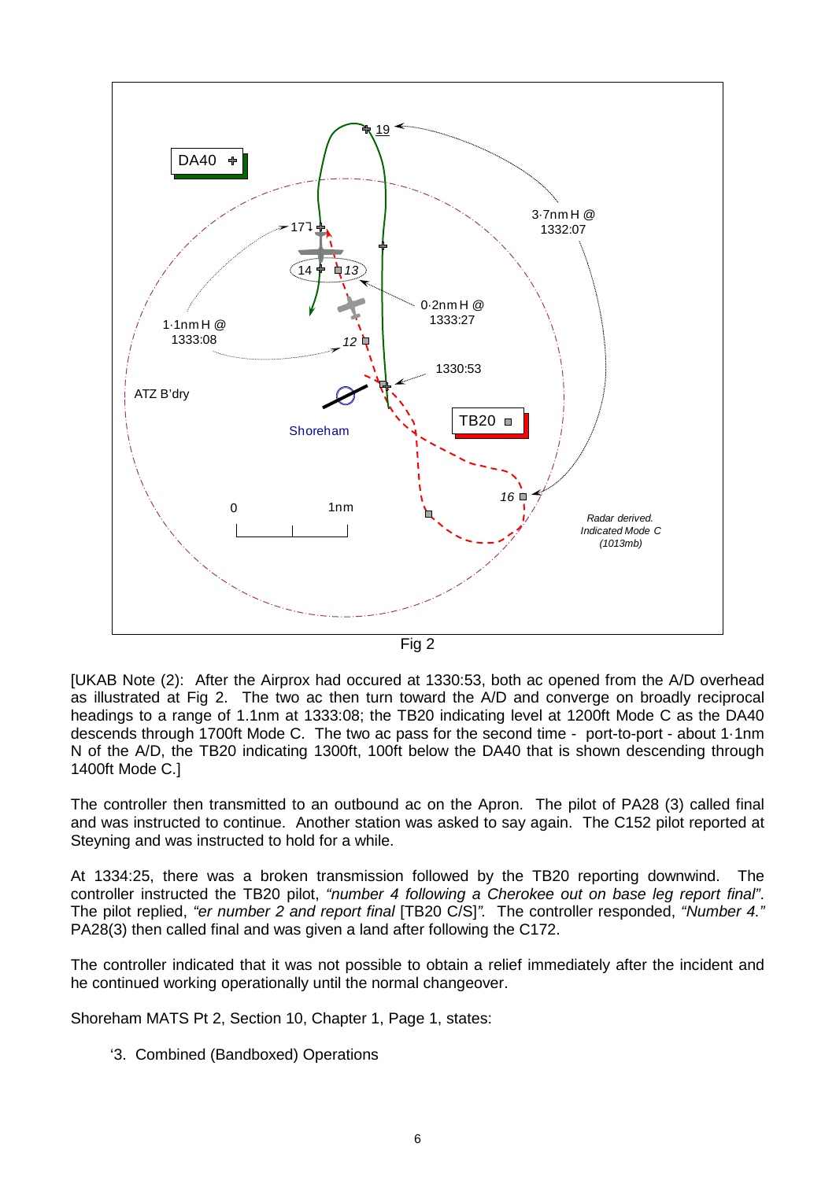DA40

19

3·7nm H @
1332:07

17

14

13

0·2nm H @
1333:27

1·1nm H @
1333:08

12

1330:53

ATZ B'dry

Shoreham

TB20

16

0

1nm

Radar derived.
Indicated Mode C
(1013mb)

Fig 2

[UKAB Note (2): After the Airprox had occured at 1330:53, both ac opened from the A/D overhead as illustrated at Fig 2. The two ac then turn toward the A/D and converge on broadly reciprocal headings to a range of 1.1nm at 1333:08; the TB20 indicating level at 1200ft Mode C as the DA40 descends through 1700ft Mode C. The two ac pass for the second time - port-to-port - about 1·1nm N of the A/D, the TB20 indicating 1300ft, 100ft below the DA40 that is shown descending through 1400ft Mode C.]

The controller then transmitted to an outbound ac on the Apron. The pilot of PA28 (3) called final and was instructed to continue. Another station was asked to say again. The C152 pilot reported at Steyning and was instructed to hold for a while.

At 1334:25, there was a broken transmission followed by the TB20 reporting downwind. The controller instructed the TB20 pilot, *"number 4 following a Cherokee out on base leg report final"*. The pilot replied, *"er number 2 and report final* [TB20 C/S]*".* The controller responded, *"Number 4."* PA28(3) then called final and was given a land after following the C172.

The controller indicated that it was not possible to obtain a relief immediately after the incident and he continued working operationally until the normal changeover.

Shoreham MATS Pt 2, Section 10, Chapter 1, Page 1, states:

'3. Combined (Bandboxed) Operations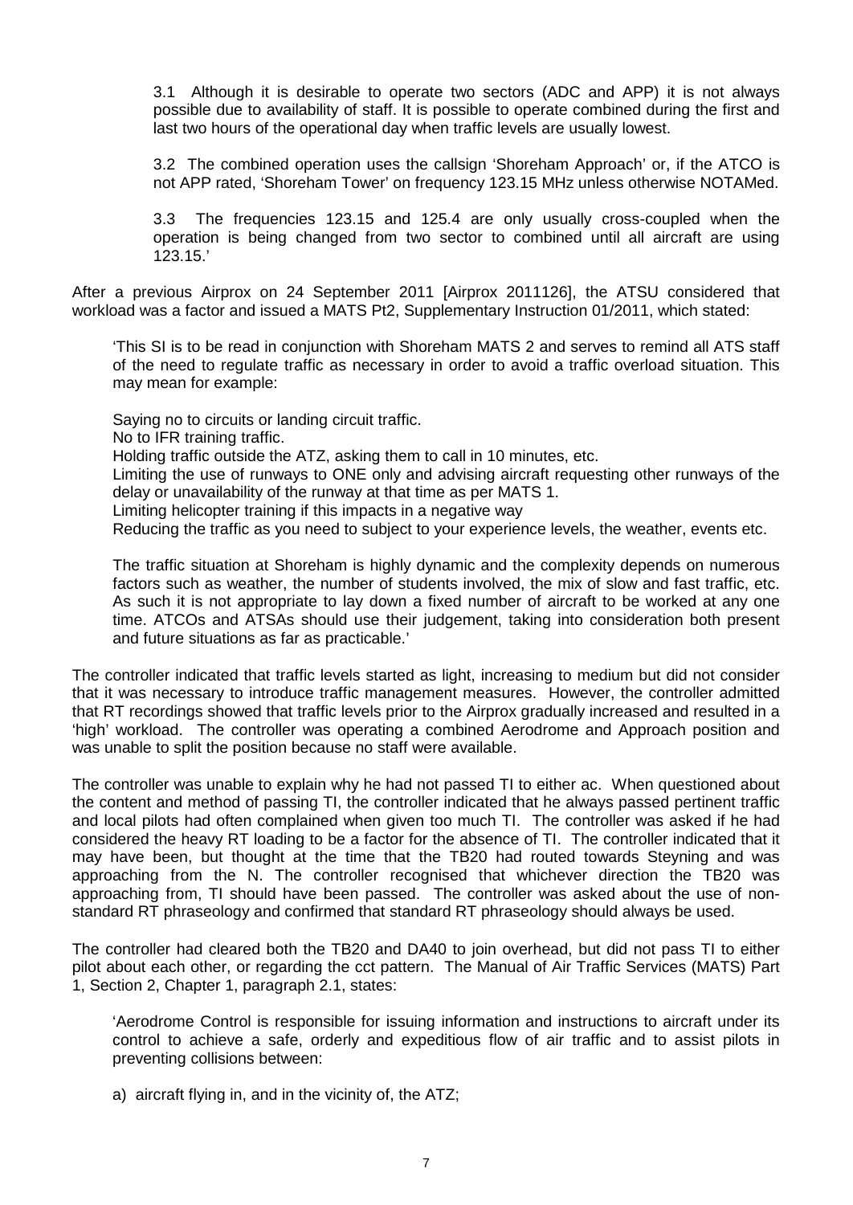3.1 Although it is desirable to operate two sectors (ADC and APP) it is not always possible due to availability of staff. It is possible to operate combined during the first and last two hours of the operational day when traffic levels are usually lowest.

3.2 The combined operation uses the callsign 'Shoreham Approach' or, if the ATCO is not APP rated, 'Shoreham Tower' on frequency 123.15 MHz unless otherwise NOTAMed.

3.3 The frequencies 123.15 and 125.4 are only usually cross-coupled when the operation is being changed from two sector to combined until all aircraft are using 123.15.'

After a previous Airprox on 24 September 2011 [Airprox 2011126], the ATSU considered that workload was a factor and issued a MATS Pt2, Supplementary Instruction 01/2011, which stated:

> 'This SI is to be read in conjunction with Shoreham MATS 2 and serves to remind all ATS staff of the need to regulate traffic as necessary in order to avoid a traffic overload situation. This may mean for example:
>
> Saying no to circuits or landing circuit traffic.
> No to IFR training traffic.
> Holding traffic outside the ATZ, asking them to call in 10 minutes, etc.
> Limiting the use of runways to ONE only and advising aircraft requesting other runways of the delay or unavailability of the runway at that time as per MATS 1.
> Limiting helicopter training if this impacts in a negative way
> Reducing the traffic as you need to subject to your experience levels, the weather, events etc.
>
> The traffic situation at Shoreham is highly dynamic and the complexity depends on numerous factors such as weather, the number of students involved, the mix of slow and fast traffic, etc. As such it is not appropriate to lay down a fixed number of aircraft to be worked at any one time. ATCOs and ATSAs should use their judgement, taking into consideration both present and future situations as far as practicable.'

The controller indicated that traffic levels started as light, increasing to medium but did not consider that it was necessary to introduce traffic management measures. However, the controller admitted that RT recordings showed that traffic levels prior to the Airprox gradually increased and resulted in a 'high' workload. The controller was operating a combined Aerodrome and Approach position and was unable to split the position because no staff were available.

The controller was unable to explain why he had not passed TI to either ac. When questioned about the content and method of passing TI, the controller indicated that he always passed pertinent traffic and local pilots had often complained when given too much TI. The controller was asked if he had considered the heavy RT loading to be a factor for the absence of TI. The controller indicated that it may have been, but thought at the time that the TB20 had routed towards Steyning and was approaching from the N. The controller recognised that whichever direction the TB20 was approaching from, TI should have been passed. The controller was asked about the use of non-standard RT phraseology and confirmed that standard RT phraseology should always be used.

The controller had cleared both the TB20 and DA40 to join overhead, but did not pass TI to either pilot about each other, or regarding the cct pattern. The Manual of Air Traffic Services (MATS) Part 1, Section 2, Chapter 1, paragraph 2.1, states:

> 'Aerodrome Control is responsible for issuing information and instructions to aircraft under its control to achieve a safe, orderly and expeditious flow of air traffic and to assist pilots in preventing collisions between:
>
> a) aircraft flying in, and in the vicinity of, the ATZ;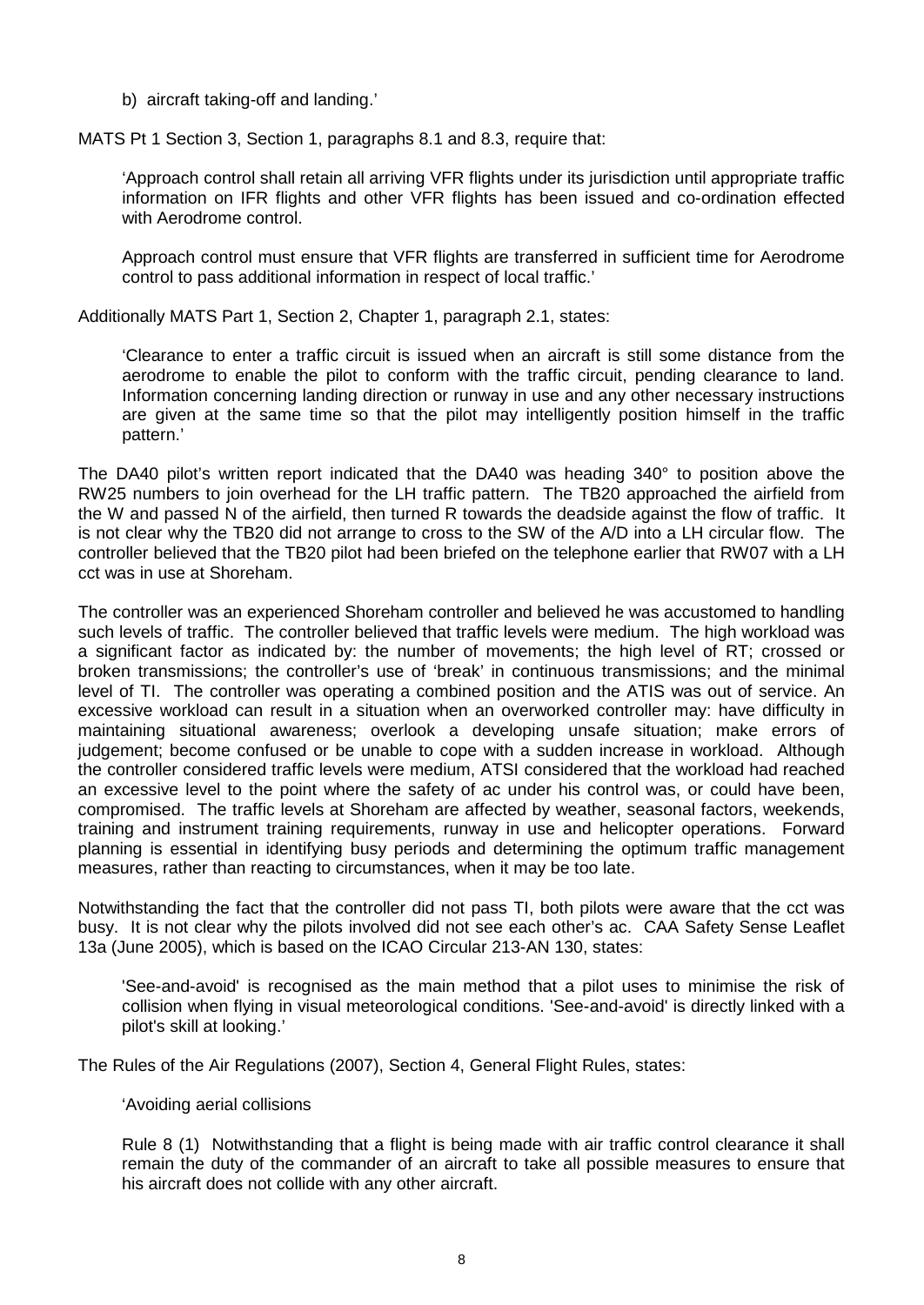b) aircraft taking-off and landing.'

MATS Pt 1 Section 3, Section 1, paragraphs 8.1 and 8.3, require that:

> 'Approach control shall retain all arriving VFR flights under its jurisdiction until appropriate traffic information on IFR flights and other VFR flights has been issued and co-ordination effected with Aerodrome control.
>
> Approach control must ensure that VFR flights are transferred in sufficient time for Aerodrome control to pass additional information in respect of local traffic.'

Additionally MATS Part 1, Section 2, Chapter 1, paragraph 2.1, states:

> 'Clearance to enter a traffic circuit is issued when an aircraft is still some distance from the aerodrome to enable the pilot to conform with the traffic circuit, pending clearance to land. Information concerning landing direction or runway in use and any other necessary instructions are given at the same time so that the pilot may intelligently position himself in the traffic pattern.'

The DA40 pilot's written report indicated that the DA40 was heading 340° to position above the RW25 numbers to join overhead for the LH traffic pattern. The TB20 approached the airfield from the W and passed N of the airfield, then turned R towards the deadside against the flow of traffic. It is not clear why the TB20 did not arrange to cross to the SW of the A/D into a LH circular flow. The controller believed that the TB20 pilot had been briefed on the telephone earlier that RW07 with a LH cct was in use at Shoreham.

The controller was an experienced Shoreham controller and believed he was accustomed to handling such levels of traffic. The controller believed that traffic levels were medium. The high workload was a significant factor as indicated by: the number of movements; the high level of RT; crossed or broken transmissions; the controller's use of 'break' in continuous transmissions; and the minimal level of TI. The controller was operating a combined position and the ATIS was out of service. An excessive workload can result in a situation when an overworked controller may: have difficulty in maintaining situational awareness; overlook a developing unsafe situation; make errors of judgement; become confused or be unable to cope with a sudden increase in workload. Although the controller considered traffic levels were medium, ATSI considered that the workload had reached an excessive level to the point where the safety of ac under his control was, or could have been, compromised. The traffic levels at Shoreham are affected by weather, seasonal factors, weekends, training and instrument training requirements, runway in use and helicopter operations. Forward planning is essential in identifying busy periods and determining the optimum traffic management measures, rather than reacting to circumstances, when it may be too late.

Notwithstanding the fact that the controller did not pass TI, both pilots were aware that the cct was busy. It is not clear why the pilots involved did not see each other's ac. CAA Safety Sense Leaflet 13a (June 2005), which is based on the ICAO Circular 213-AN 130, states:

> 'See-and-avoid' is recognised as the main method that a pilot uses to minimise the risk of collision when flying in visual meteorological conditions. 'See-and-avoid' is directly linked with a pilot's skill at looking.'

The Rules of the Air Regulations (2007), Section 4, General Flight Rules, states:

> 'Avoiding aerial collisions
>
> Rule 8 (1) Notwithstanding that a flight is being made with air traffic control clearance it shall remain the duty of the commander of an aircraft to take all possible measures to ensure that his aircraft does not collide with any other aircraft.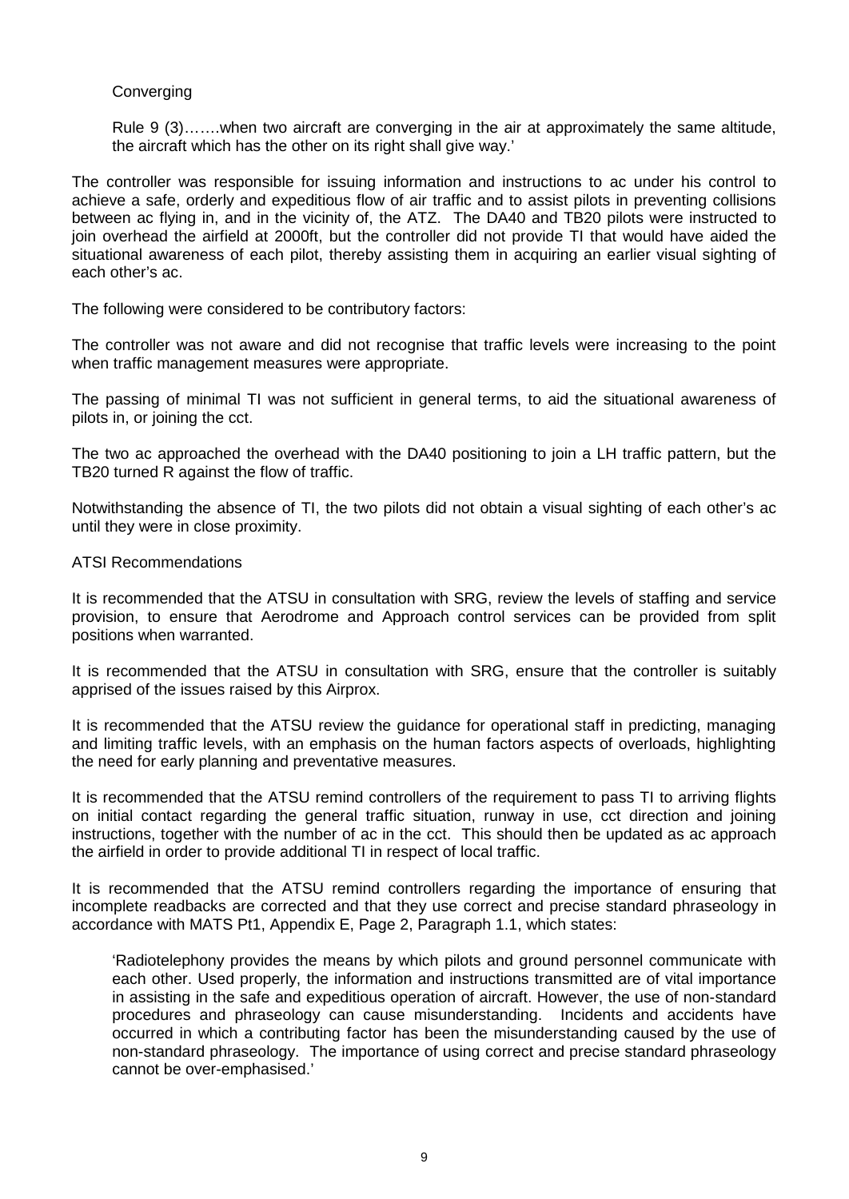Converging

> Rule 9 (3)…….when two aircraft are converging in the air at approximately the same altitude, the aircraft which has the other on its right shall give way.'

The controller was responsible for issuing information and instructions to ac under his control to achieve a safe, orderly and expeditious flow of air traffic and to assist pilots in preventing collisions between ac flying in, and in the vicinity of, the ATZ. The DA40 and TB20 pilots were instructed to join overhead the airfield at 2000ft, but the controller did not provide TI that would have aided the situational awareness of each pilot, thereby assisting them in acquiring an earlier visual sighting of each other's ac.

The following were considered to be contributory factors:

The controller was not aware and did not recognise that traffic levels were increasing to the point when traffic management measures were appropriate.

The passing of minimal TI was not sufficient in general terms, to aid the situational awareness of pilots in, or joining the cct.

The two ac approached the overhead with the DA40 positioning to join a LH traffic pattern, but the TB20 turned R against the flow of traffic.

Notwithstanding the absence of TI, the two pilots did not obtain a visual sighting of each other's ac until they were in close proximity.

ATSI Recommendations

It is recommended that the ATSU in consultation with SRG, review the levels of staffing and service provision, to ensure that Aerodrome and Approach control services can be provided from split positions when warranted.

It is recommended that the ATSU in consultation with SRG, ensure that the controller is suitably apprised of the issues raised by this Airprox.

It is recommended that the ATSU review the guidance for operational staff in predicting, managing and limiting traffic levels, with an emphasis on the human factors aspects of overloads, highlighting the need for early planning and preventative measures.

It is recommended that the ATSU remind controllers of the requirement to pass TI to arriving flights on initial contact regarding the general traffic situation, runway in use, cct direction and joining instructions, together with the number of ac in the cct. This should then be updated as ac approach the airfield in order to provide additional TI in respect of local traffic.

It is recommended that the ATSU remind controllers regarding the importance of ensuring that incomplete readbacks are corrected and that they use correct and precise standard phraseology in accordance with MATS Pt1, Appendix E, Page 2, Paragraph 1.1, which states:

> 'Radiotelephony provides the means by which pilots and ground personnel communicate with each other. Used properly, the information and instructions transmitted are of vital importance in assisting in the safe and expeditious operation of aircraft. However, the use of non-standard procedures and phraseology can cause misunderstanding. Incidents and accidents have occurred in which a contributing factor has been the misunderstanding caused by the use of non-standard phraseology. The importance of using correct and precise standard phraseology cannot be over-emphasised.'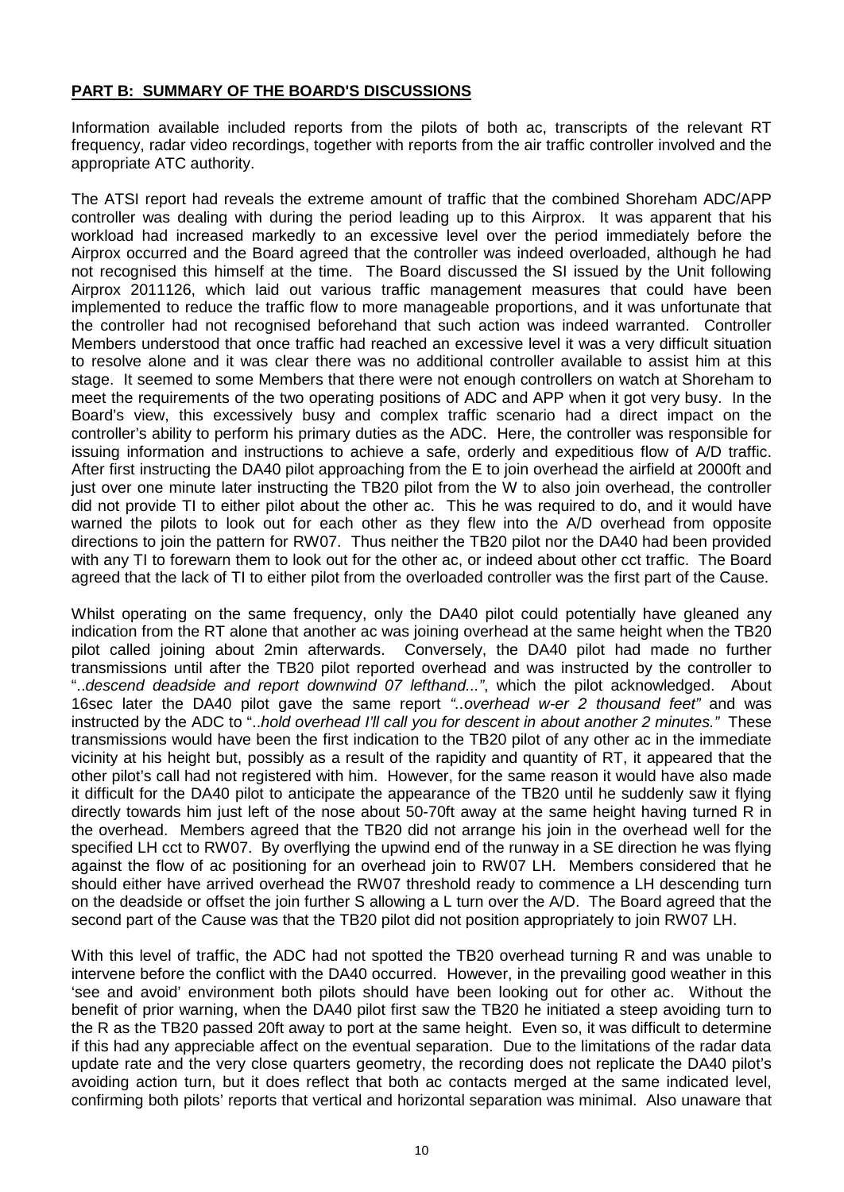## PART B: SUMMARY OF THE BOARD'S DISCUSSIONS

Information available included reports from the pilots of both ac, transcripts of the relevant RT frequency, radar video recordings, together with reports from the air traffic controller involved and the appropriate ATC authority.

The ATSI report had reveals the extreme amount of traffic that the combined Shoreham ADC/APP controller was dealing with during the period leading up to this Airprox. It was apparent that his workload had increased markedly to an excessive level over the period immediately before the Airprox occurred and the Board agreed that the controller was indeed overloaded, although he had not recognised this himself at the time. The Board discussed the SI issued by the Unit following Airprox 2011126, which laid out various traffic management measures that could have been implemented to reduce the traffic flow to more manageable proportions, and it was unfortunate that the controller had not recognised beforehand that such action was indeed warranted. Controller Members understood that once traffic had reached an excessive level it was a very difficult situation to resolve alone and it was clear there was no additional controller available to assist him at this stage. It seemed to some Members that there were not enough controllers on watch at Shoreham to meet the requirements of the two operating positions of ADC and APP when it got very busy. In the Board's view, this excessively busy and complex traffic scenario had a direct impact on the controller's ability to perform his primary duties as the ADC. Here, the controller was responsible for issuing information and instructions to achieve a safe, orderly and expeditious flow of A/D traffic. After first instructing the DA40 pilot approaching from the E to join overhead the airfield at 2000ft and just over one minute later instructing the TB20 pilot from the W to also join overhead, the controller did not provide TI to either pilot about the other ac. This he was required to do, and it would have warned the pilots to look out for each other as they flew into the A/D overhead from opposite directions to join the pattern for RW07. Thus neither the TB20 pilot nor the DA40 had been provided with any TI to forewarn them to look out for the other ac, or indeed about other cct traffic. The Board agreed that the lack of TI to either pilot from the overloaded controller was the first part of the Cause.

Whilst operating on the same frequency, only the DA40 pilot could potentially have gleaned any indication from the RT alone that another ac was joining overhead at the same height when the TB20 pilot called joining about 2min afterwards. Conversely, the DA40 pilot had made no further transmissions until after the TB20 pilot reported overhead and was instructed by the controller to "*..descend deadside and report downwind 07 lefthand..."*, which the pilot acknowledged. About 16sec later the DA40 pilot gave the same report *"..overhead w-er 2 thousand feet"* and was instructed by the ADC to "*..hold overhead I'll call you for descent in about another 2 minutes."* These transmissions would have been the first indication to the TB20 pilot of any other ac in the immediate vicinity at his height but, possibly as a result of the rapidity and quantity of RT, it appeared that the other pilot's call had not registered with him. However, for the same reason it would have also made it difficult for the DA40 pilot to anticipate the appearance of the TB20 until he suddenly saw it flying directly towards him just left of the nose about 50-70ft away at the same height having turned R in the overhead. Members agreed that the TB20 did not arrange his join in the overhead well for the specified LH cct to RW07. By overflying the upwind end of the runway in a SE direction he was flying against the flow of ac positioning for an overhead join to RW07 LH. Members considered that he should either have arrived overhead the RW07 threshold ready to commence a LH descending turn on the deadside or offset the join further S allowing a L turn over the A/D. The Board agreed that the second part of the Cause was that the TB20 pilot did not position appropriately to join RW07 LH.

With this level of traffic, the ADC had not spotted the TB20 overhead turning R and was unable to intervene before the conflict with the DA40 occurred. However, in the prevailing good weather in this 'see and avoid' environment both pilots should have been looking out for other ac. Without the benefit of prior warning, when the DA40 pilot first saw the TB20 he initiated a steep avoiding turn to the R as the TB20 passed 20ft away to port at the same height. Even so, it was difficult to determine if this had any appreciable affect on the eventual separation. Due to the limitations of the radar data update rate and the very close quarters geometry, the recording does not replicate the DA40 pilot's avoiding action turn, but it does reflect that both ac contacts merged at the same indicated level, confirming both pilots' reports that vertical and horizontal separation was minimal. Also unaware that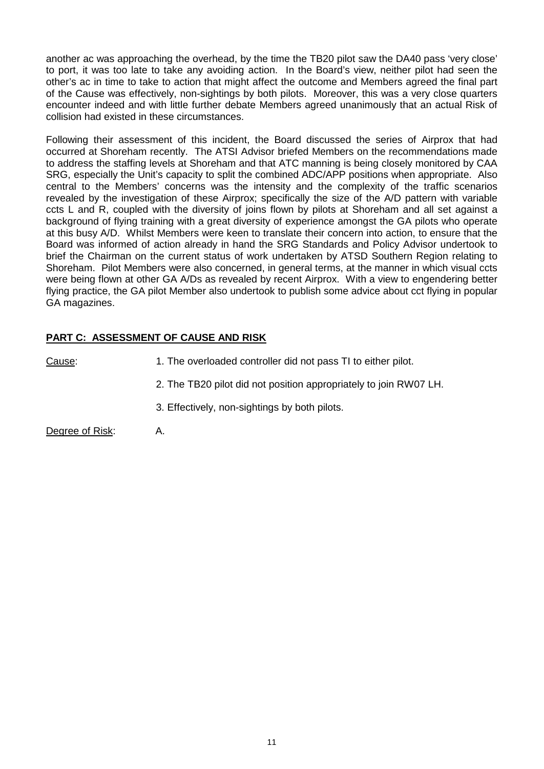another ac was approaching the overhead, by the time the TB20 pilot saw the DA40 pass 'very close' to port, it was too late to take any avoiding action. In the Board's view, neither pilot had seen the other's ac in time to take to action that might affect the outcome and Members agreed the final part of the Cause was effectively, non-sightings by both pilots. Moreover, this was a very close quarters encounter indeed and with little further debate Members agreed unanimously that an actual Risk of collision had existed in these circumstances.

Following their assessment of this incident, the Board discussed the series of Airprox that had occurred at Shoreham recently. The ATSI Advisor briefed Members on the recommendations made to address the staffing levels at Shoreham and that ATC manning is being closely monitored by CAA SRG, especially the Unit's capacity to split the combined ADC/APP positions when appropriate. Also central to the Members' concerns was the intensity and the complexity of the traffic scenarios revealed by the investigation of these Airprox; specifically the size of the A/D pattern with variable ccts L and R, coupled with the diversity of joins flown by pilots at Shoreham and all set against a background of flying training with a great diversity of experience amongst the GA pilots who operate at this busy A/D. Whilst Members were keen to translate their concern into action, to ensure that the Board was informed of action already in hand the SRG Standards and Policy Advisor undertook to brief the Chairman on the current status of work undertaken by ATSD Southern Region relating to Shoreham. Pilot Members were also concerned, in general terms, at the manner in which visual ccts were being flown at other GA A/Ds as revealed by recent Airprox. With a view to engendering better flying practice, the GA pilot Member also undertook to publish some advice about cct flying in popular GA magazines.

## PART C: ASSESSMENT OF CAUSE AND RISK

Cause:

1. The overloaded controller did not pass TI to either pilot.
2. The TB20 pilot did not position appropriately to join RW07 LH.
3. Effectively, non-sightings by both pilots.

Degree of Risk: A.